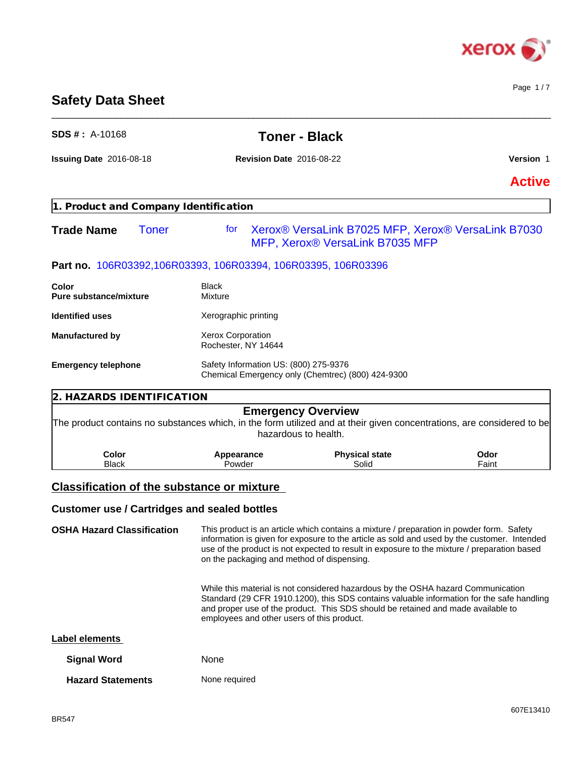# Safety Data Sheet

**SDS # :** A-10168

## Toner - Black

**Issuing Date** 2016-08-18 **Revision Date** 2016-08-22 **Version** 1

**Active**

## 1. Product and Company Identification

**Trade Name** Toner for Xerox® VersaLink B7025 MFP, Xerox® VersaLink B7030 MFP, Xerox® VersaLink B7035 MFP

**Part no.** 106R03392,106R03393, 106R03394, 106R03395, 106R03396

| | |
|---|---|
| **Color** | Black |
| **Pure substance/mixture** | Mixture |
| **Identified uses** | Xerographic printing |
| **Manufactured by** | Xerox Corporation<br>Rochester, NY 14644 |
| **Emergency telephone** | Safety Information US: (800) 275-9376<br>Chemical Emergency only (Chemtrec) (800) 424-9300 |

## 2. HAZARDS IDENTIFICATION

### Emergency Overview

The product contains no substances which, in the form utilized and at their given concentrations, are considered to be hazardous to health.

| Color | Appearance | Physical state | Odor |
|---|---|---|---|
| Black | Powder | Solid | Faint |

## Classification of the substance or mixture

### Customer use / Cartridges and sealed bottles

**OSHA Hazard Classification**

This product is an article which contains a mixture / preparation in powder form. Safety information is given for exposure to the article as sold and used by the customer. Intended use of the product is not expected to result in exposure to the mixture / preparation based on the packaging and method of dispensing.

While this material is not considered hazardous by the OSHA hazard Communication Standard (29 CFR 1910.1200), this SDS contains valuable information for the safe handling and proper use of the product. This SDS should be retained and made available to employees and other users of this product.

**Label elements**

| | |
|---|---|
| **Signal Word** | None |
| **Hazard Statements** | None required |

BR547

607E13410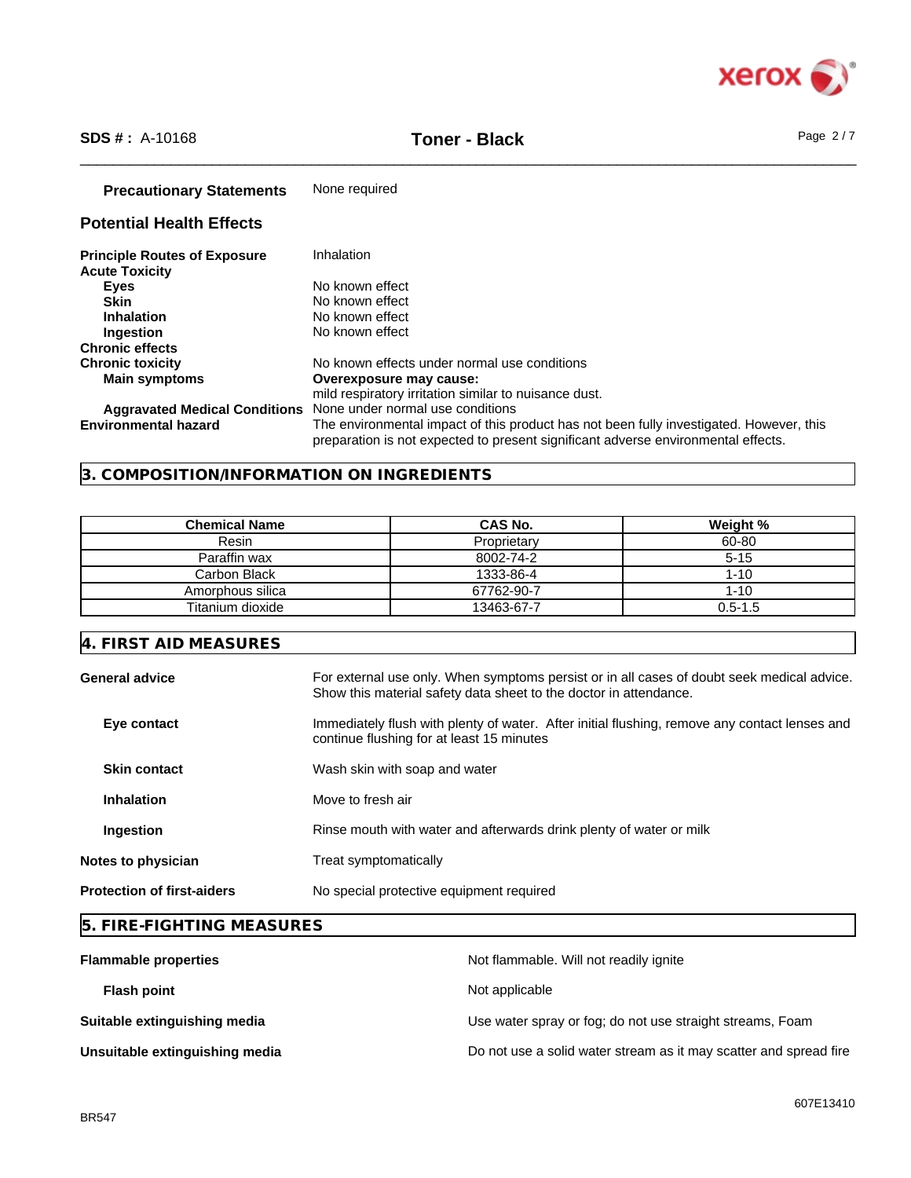**Precautionary Statements** None required

## Potential Health Effects

**Principle Routes of Exposure** Inhalation

**Acute Toxicity**

- **Eyes** No known effect
- **Skin** No known effect
- **Inhalation** No known effect
- **Ingestion** No known effect

**Chronic effects**

**Chronic toxicity** No known effects under normal use conditions

- **Main symptoms** **Overexposure may cause:** mild respiratory irritation similar to nuisance dust.
- **Aggravated Medical Conditions** None under normal use conditions

**Environmental hazard** The environmental impact of this product has not been fully investigated. However, this preparation is not expected to present significant adverse environmental effects.

## 3. COMPOSITION/INFORMATION ON INGREDIENTS

| Chemical Name | CAS No. | Weight % |
|---|---|---|
| Resin | Proprietary | 60-80 |
| Paraffin wax | 8002-74-2 | 5-15 |
| Carbon Black | 1333-86-4 | 1-10 |
| Amorphous silica | 67762-90-7 | 1-10 |
| Titanium dioxide | 13463-67-7 | 0.5-1.5 |

## 4. FIRST AID MEASURES

**General advice** For external use only. When symptoms persist or in all cases of doubt seek medical advice. Show this material safety data sheet to the doctor in attendance.

- **Eye contact** Immediately flush with plenty of water. After initial flushing, remove any contact lenses and continue flushing for at least 15 minutes
- **Skin contact** Wash skin with soap and water
- **Inhalation** Move to fresh air
- **Ingestion** Rinse mouth with water and afterwards drink plenty of water or milk

**Notes to physician** Treat symptomatically

**Protection of first-aiders** No special protective equipment required

## 5. FIRE-FIGHTING MEASURES

**Flammable properties** Not flammable. Will not readily ignite

- **Flash point** Not applicable

**Suitable extinguishing media** Use water spray or fog; do not use straight streams, Foam

**Unsuitable extinguishing media** Do not use a solid water stream as it may scatter and spread fire

BR547

607E13410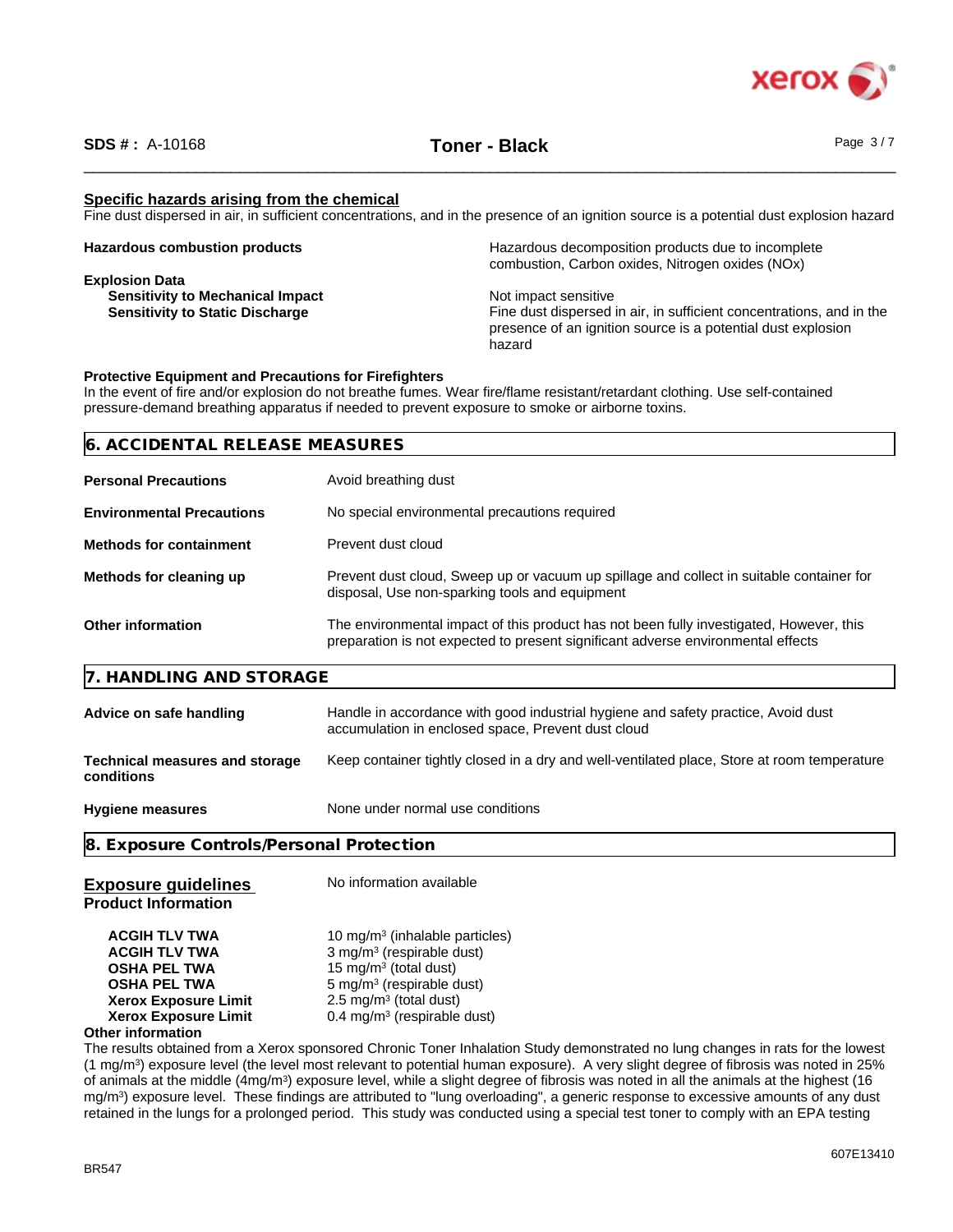### Specific hazards arising from the chemical

Fine dust dispersed in air, in sufficient concentrations, and in the presence of an ignition source is a potential dust explosion hazard

**Hazardous combustion products** — Hazardous decomposition products due to incomplete combustion, Carbon oxides, Nitrogen oxides (NOx)

**Explosion Data**

- **Sensitivity to Mechanical Impact** — Not impact sensitive
- **Sensitivity to Static Discharge** — Fine dust dispersed in air, in sufficient concentrations, and in the presence of an ignition source is a potential dust explosion hazard

**Protective Equipment and Precautions for Firefighters**

In the event of fire and/or explosion do not breathe fumes. Wear fire/flame resistant/retardant clothing. Use self-contained pressure-demand breathing apparatus if needed to prevent exposure to smoke or airborne toxins.

## 6. ACCIDENTAL RELEASE MEASURES

| | |
|---|---|
| **Personal Precautions** | Avoid breathing dust |
| **Environmental Precautions** | No special environmental precautions required |
| **Methods for containment** | Prevent dust cloud |
| **Methods for cleaning up** | Prevent dust cloud, Sweep up or vacuum up spillage and collect in suitable container for disposal, Use non-sparking tools and equipment |
| **Other information** | The environmental impact of this product has not been fully investigated, However, this preparation is not expected to present significant adverse environmental effects |

## 7. HANDLING AND STORAGE

| | |
|---|---|
| **Advice on safe handling** | Handle in accordance with good industrial hygiene and safety practice, Avoid dust accumulation in enclosed space, Prevent dust cloud |
| **Technical measures and storage conditions** | Keep container tightly closed in a dry and well-ventilated place, Store at room temperature |
| **Hygiene measures** | None under normal use conditions |

## 8. Exposure Controls/Personal Protection

### Exposure guidelines

No information available

**Product Information**

| | |
|---|---|
| **ACGIH TLV TWA** | 10 mg/m³ (inhalable particles) |
| **ACGIH TLV TWA** | 3 mg/m³ (respirable dust) |
| **OSHA PEL TWA** | 15 mg/m³ (total dust) |
| **OSHA PEL TWA** | 5 mg/m³ (respirable dust) |
| **Xerox Exposure Limit** | 2.5 mg/m³ (total dust) |
| **Xerox Exposure Limit** | 0.4 mg/m³ (respirable dust) |

**Other information**

The results obtained from a Xerox sponsored Chronic Toner Inhalation Study demonstrated no lung changes in rats for the lowest (1 mg/m³) exposure level (the level most relevant to potential human exposure). A very slight degree of fibrosis was noted in 25% of animals at the middle (4mg/m³) exposure level, while a slight degree of fibrosis was noted in all the animals at the highest (16 mg/m³) exposure level. These findings are attributed to "lung overloading", a generic response to excessive amounts of any dust retained in the lungs for a prolonged period. This study was conducted using a special test toner to comply with an EPA testing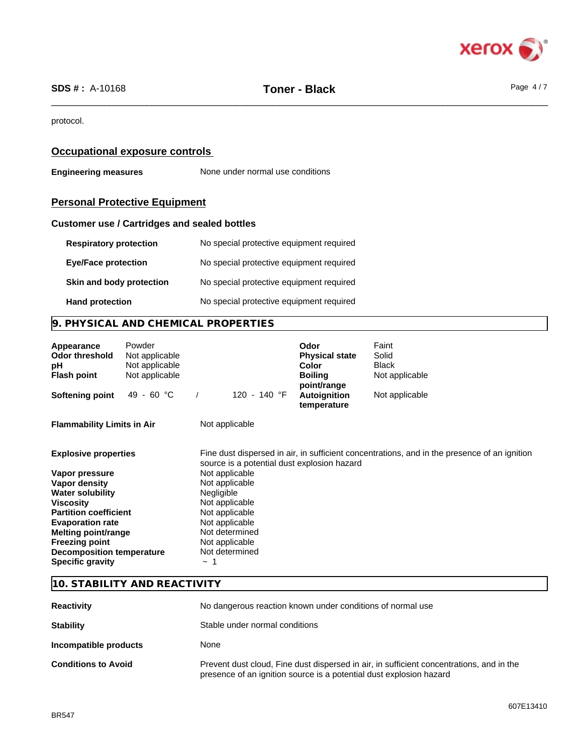protocol.

## Occupational exposure controls

**Engineering measures** None under normal use conditions

## Personal Protective Equipment

### Customer use / Cartridges and sealed bottles

| | |
|---|---|
| **Respiratory protection** | No special protective equipment required |
| **Eye/Face protection** | No special protective equipment required |
| **Skin and body protection** | No special protective equipment required |
| **Hand protection** | No special protective equipment required |

## 9. PHYSICAL AND CHEMICAL PROPERTIES

| | | | |
|---|---|---|---|
| **Appearance** | Powder | **Odor** | Faint |
| **Odor threshold** | Not applicable | **Physical state** | Solid |
| **pH** | Not applicable | **Color** | Black |
| **Flash point** | Not applicable | **Boiling point/range** | Not applicable |
| **Softening point** | 49 - 60 °C / 120 - 140 °F | **Autoignition temperature** | Not applicable |

| | |
|---|---|
| **Flammability Limits in Air** | Not applicable |
| **Explosive properties** | Fine dust dispersed in air, in sufficient concentrations, and in the presence of an ignition source is a potential dust explosion hazard |
| **Vapor pressure** | Not applicable |
| **Vapor density** | Not applicable |
| **Water solubility** | Negligible |
| **Viscosity** | Not applicable |
| **Partition coefficient** | Not applicable |
| **Evaporation rate** | Not applicable |
| **Melting point/range** | Not determined |
| **Freezing point** | Not applicable |
| **Decomposition temperature** | Not determined |
| **Specific gravity** | ~ 1 |

## 10. STABILITY AND REACTIVITY

| | |
|---|---|
| **Reactivity** | No dangerous reaction known under conditions of normal use |
| **Stability** | Stable under normal conditions |
| **Incompatible products** | None |
| **Conditions to Avoid** | Prevent dust cloud, Fine dust dispersed in air, in sufficient concentrations, and in the presence of an ignition source is a potential dust explosion hazard |

BR547

607E13410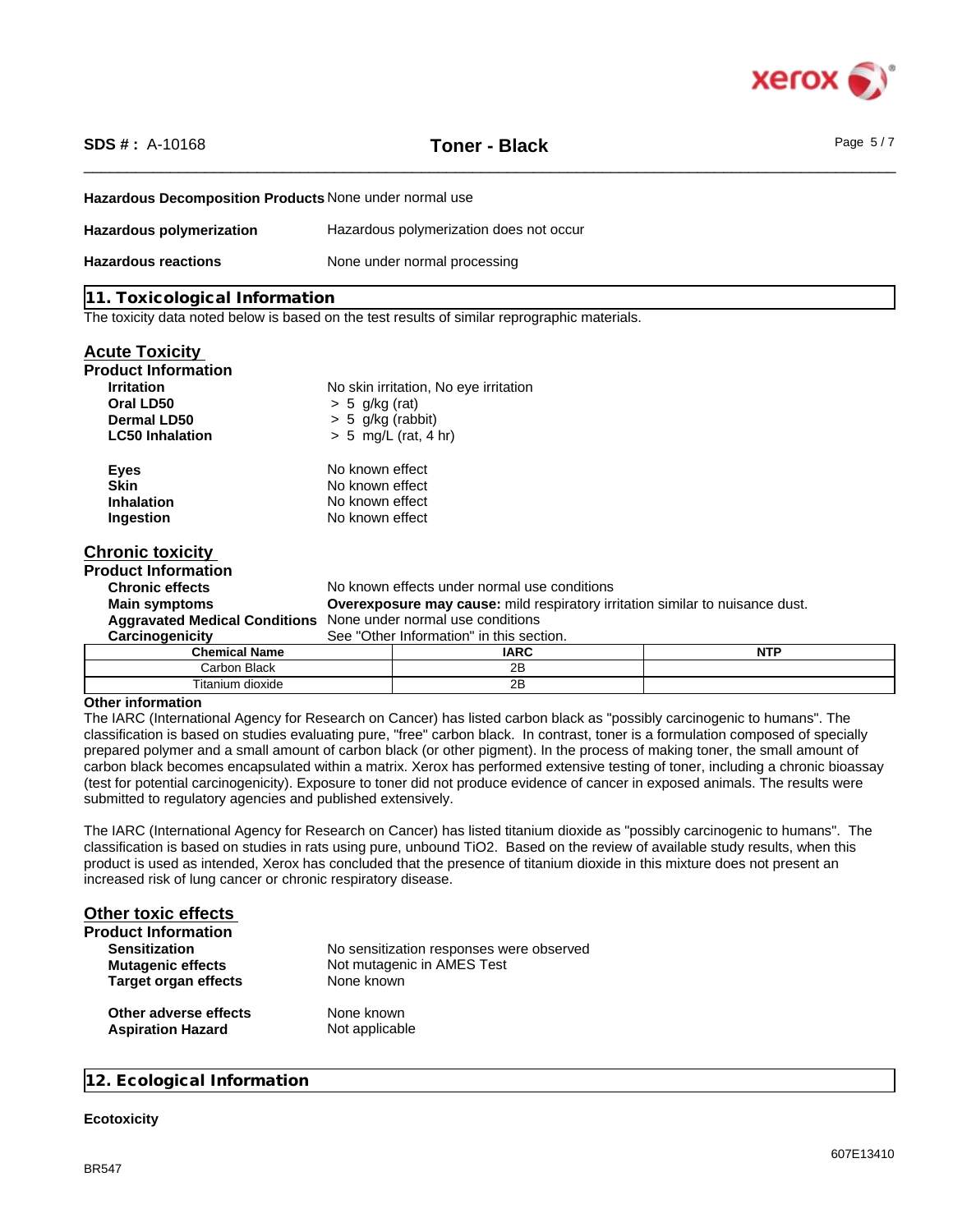**Hazardous Decomposition Products** None under normal use

**Hazardous polymerization** Hazardous polymerization does not occur

**Hazardous reactions** None under normal processing

## 11. Toxicological Information

The toxicity data noted below is based on the test results of similar reprographic materials.

### Acute Toxicity

**Product Information**

**Irritation** No skin irritation, No eye irritation
**Oral LD50** > 5 g/kg (rat)
**Dermal LD50** > 5 g/kg (rabbit)
**LC50 Inhalation** > 5 mg/L (rat, 4 hr)

**Eyes** No known effect
**Skin** No known effect
**Inhalation** No known effect
**Ingestion** No known effect

### Chronic toxicity

**Product Information**

**Chronic effects** No known effects under normal use conditions
**Main symptoms** **Overexposure may cause:** mild respiratory irritation similar to nuisance dust.
**Aggravated Medical Conditions** None under normal use conditions
**Carcinogenicity** See "Other Information" in this section.

| Chemical Name | IARC | NTP |
|---|---|---|
| Carbon Black | 2B | |
| Titanium dioxide | 2B | |

**Other information**

The IARC (International Agency for Research on Cancer) has listed carbon black as "possibly carcinogenic to humans". The classification is based on studies evaluating pure, "free" carbon black. In contrast, toner is a formulation composed of specially prepared polymer and a small amount of carbon black (or other pigment). In the process of making toner, the small amount of carbon black becomes encapsulated within a matrix. Xerox has performed extensive testing of toner, including a chronic bioassay (test for potential carcinogenicity). Exposure to toner did not produce evidence of cancer in exposed animals. The results were submitted to regulatory agencies and published extensively.

The IARC (International Agency for Research on Cancer) has listed titanium dioxide as "possibly carcinogenic to humans". The classification is based on studies in rats using pure, unbound $TiO_2$. Based on the review of available study results, when this product is used as intended, Xerox has concluded that the presence of titanium dioxide in this mixture does not present an increased risk of lung cancer or chronic respiratory disease.

### Other toxic effects

**Product Information**

**Sensitization** No sensitization responses were observed
**Mutagenic effects** Not mutagenic in AMES Test
**Target organ effects** None known

**Other adverse effects** None known
**Aspiration Hazard** Not applicable

## 12. Ecological Information

**Ecotoxicity**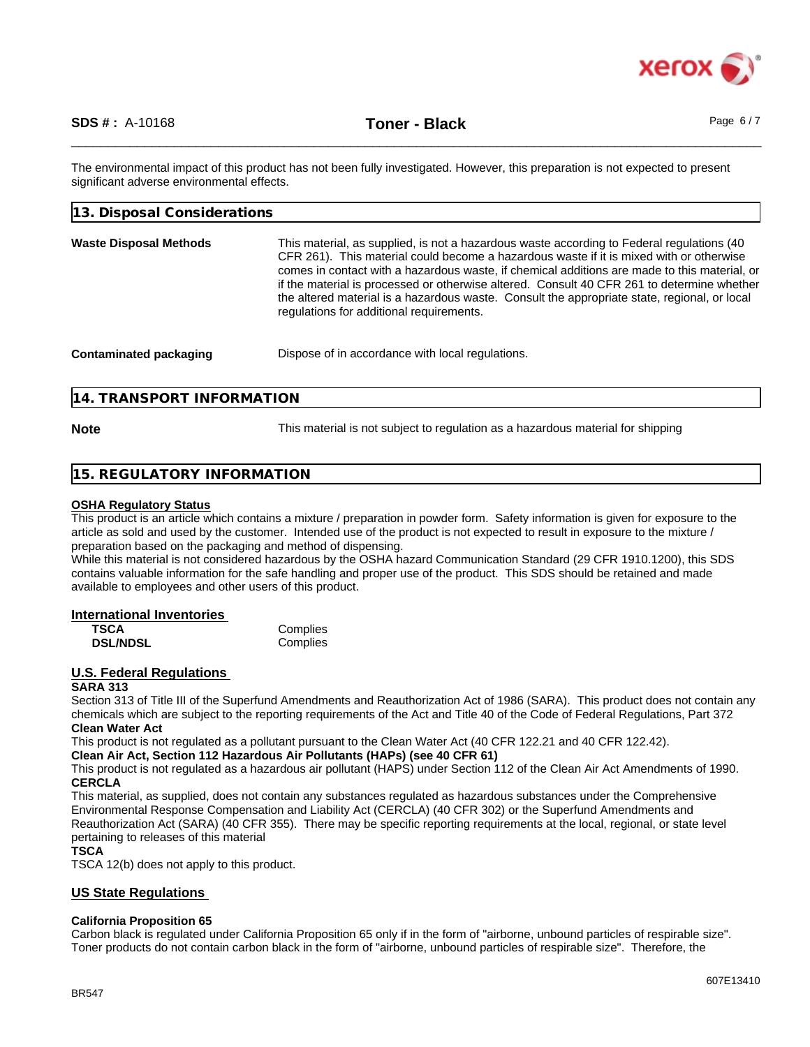The environmental impact of this product has not been fully investigated. However, this preparation is not expected to present significant adverse environmental effects.

## 13. Disposal Considerations

**Waste Disposal Methods**

This material, as supplied, is not a hazardous waste according to Federal regulations (40 CFR 261). This material could become a hazardous waste if it is mixed with or otherwise comes in contact with a hazardous waste, if chemical additions are made to this material, or if the material is processed or otherwise altered. Consult 40 CFR 261 to determine whether the altered material is a hazardous waste. Consult the appropriate state, regional, or local regulations for additional requirements.

**Contaminated packaging**

Dispose of in accordance with local regulations.

## 14. TRANSPORT INFORMATION

**Note**

This material is not subject to regulation as a hazardous material for shipping

## 15. REGULATORY INFORMATION

### OSHA Regulatory Status

This product is an article which contains a mixture / preparation in powder form. Safety information is given for exposure to the article as sold and used by the customer. Intended use of the product is not expected to result in exposure to the mixture / preparation based on the packaging and method of dispensing.
While this material is not considered hazardous by the OSHA hazard Communication Standard (29 CFR 1910.1200), this SDS contains valuable information for the safe handling and proper use of the product. This SDS should be retained and made available to employees and other users of this product.

### International Inventories

| | |
|---|---|
| **TSCA** | Complies |
| **DSL/NDSL** | Complies |

### U.S. Federal Regulations

**SARA 313**

Section 313 of Title III of the Superfund Amendments and Reauthorization Act of 1986 (SARA). This product does not contain any chemicals which are subject to the reporting requirements of the Act and Title 40 of the Code of Federal Regulations, Part 372

**Clean Water Act**

This product is not regulated as a pollutant pursuant to the Clean Water Act (40 CFR 122.21 and 40 CFR 122.42).

**Clean Air Act, Section 112 Hazardous Air Pollutants (HAPs) (see 40 CFR 61)**

This product is not regulated as a hazardous air pollutant (HAPS) under Section 112 of the Clean Air Act Amendments of 1990.

**CERCLA**

This material, as supplied, does not contain any substances regulated as hazardous substances under the Comprehensive Environmental Response Compensation and Liability Act (CERCLA) (40 CFR 302) or the Superfund Amendments and Reauthorization Act (SARA) (40 CFR 355). There may be specific reporting requirements at the local, regional, or state level pertaining to releases of this material

**TSCA**

TSCA 12(b) does not apply to this product.

### US State Regulations

**California Proposition 65**

Carbon black is regulated under California Proposition 65 only if in the form of "airborne, unbound particles of respirable size". Toner products do not contain carbon black in the form of "airborne, unbound particles of respirable size". Therefore, the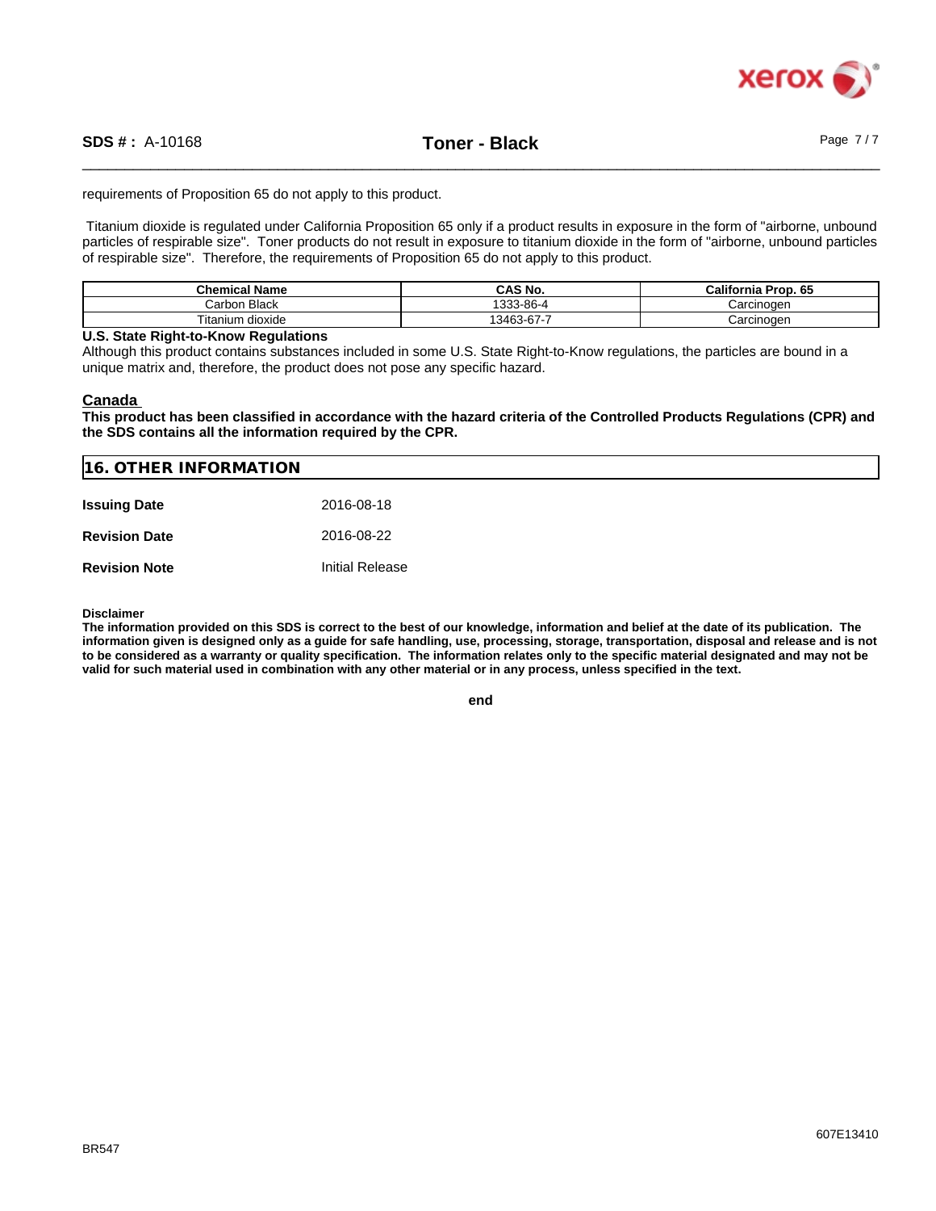requirements of Proposition 65 do not apply to this product.

Titanium dioxide is regulated under California Proposition 65 only if a product results in exposure in the form of "airborne, unbound particles of respirable size". Toner products do not result in exposure to titanium dioxide in the form of "airborne, unbound particles of respirable size". Therefore, the requirements of Proposition 65 do not apply to this product.

| Chemical Name | CAS No. | California Prop. 65 |
|---|---|---|
| Carbon Black | 1333-86-4 | Carcinogen |
| Titanium dioxide | 13463-67-7 | Carcinogen |

**U.S. State Right-to-Know Regulations**

Although this product contains substances included in some U.S. State Right-to-Know regulations, the particles are bound in a unique matrix and, therefore, the product does not pose any specific hazard.

**Canada**

**This product has been classified in accordance with the hazard criteria of the Controlled Products Regulations (CPR) and the SDS contains all the information required by the CPR.**

## 16. OTHER INFORMATION

**Issuing Date** 2016-08-18

**Revision Date** 2016-08-22

**Revision Note** Initial Release

**Disclaimer**

**The information provided on this SDS is correct to the best of our knowledge, information and belief at the date of its publication. The information given is designed only as a guide for safe handling, use, processing, storage, transportation, disposal and release and is not to be considered as a warranty or quality specification. The information relates only to the specific material designated and may not be valid for such material used in combination with any other material or in any process, unless specified in the text.**

**end**